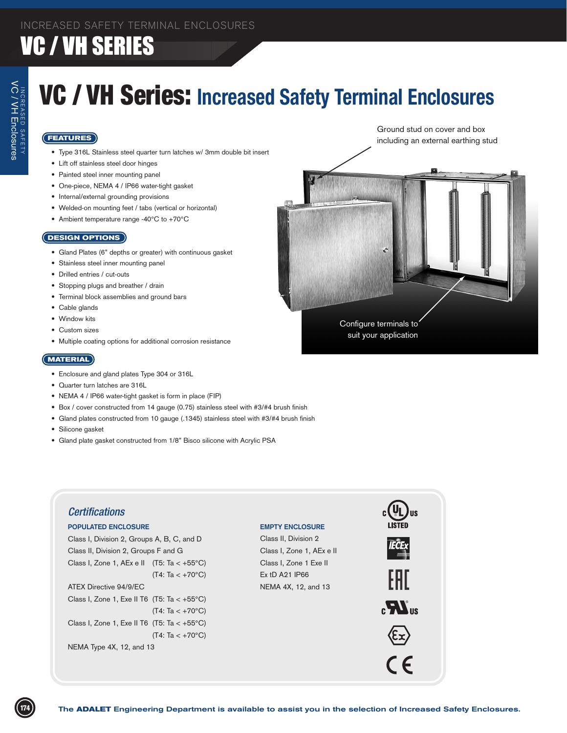# VC / VH Series: Increased Safety Terminal Enclosures

## FEATURES

- Type 316L Stainless steel quarter turn latches w/ 3mm double bit insert
- Lift off stainless steel door hinges
- Painted steel inner mounting panel
- One-piece, NEMA 4 / IP66 water-tight gasket
- Internal/external grounding provisions
- Welded-on mounting feet / tabs (vertical or horizontal)
- Ambient temperature range -40°C to +70°C

Ground stud on cover and box including an external earthing stud

Configure terminals to suit your application

## DESIGN OPTIONS

- Gland Plates (6" depths or greater) with continuous gasket
- Stainless steel inner mounting panel
- Drilled entries / cut-outs
- Stopping plugs and breather / drain
- Terminal block assemblies and ground bars
- Cable glands
- Window kits
- Custom sizes
- Multiple coating options for additional corrosion resistance

## MATERIAL

- Enclosure and gland plates Type 304 or 316L
- Quarter turn latches are 316L
- NEMA 4 / IP66 water-tight gasket is form in place (FIP)
- Box / cover constructed from 14 gauge (0.75) stainless steel with #3/#4 brush finish
- Gland plates constructed from 10 gauge (.1345) stainless steel with #3/#4 brush finish
- Silicone gasket
- Gland plate gasket constructed from 1/8" Bisco silicone with Acrylic PSA

## *Certifications*

**POPULATED ENCLOSURE**

Class I, Division 2, Groups A, B, C, and D

Class II, Division 2, Groups F and G

Class I, Zone 1, AEx e II (T5: Ta < +55°C)
(T4: Ta < +70°C)

ATEX Directive 94/9/EC

Class I, Zone 1, Exe II T6 (T5: Ta < +55°C)
(T4: Ta < +70°C)

Class I, Zone 1, Exe II T6 (T5: Ta < +55°C)
(T4: Ta < +70°C)

NEMA Type 4X, 12, and 13

**EMPTY ENCLOSURE**

Class II, Division 2

Class I, Zone 1, AEx e II

Class I, Zone 1 Exe II

Ex tD A21 IP66

NEMA 4X, 12, and 13

The **ADALET** Engineering Department is available to assist you in the selection of Increased Safety Enclosures.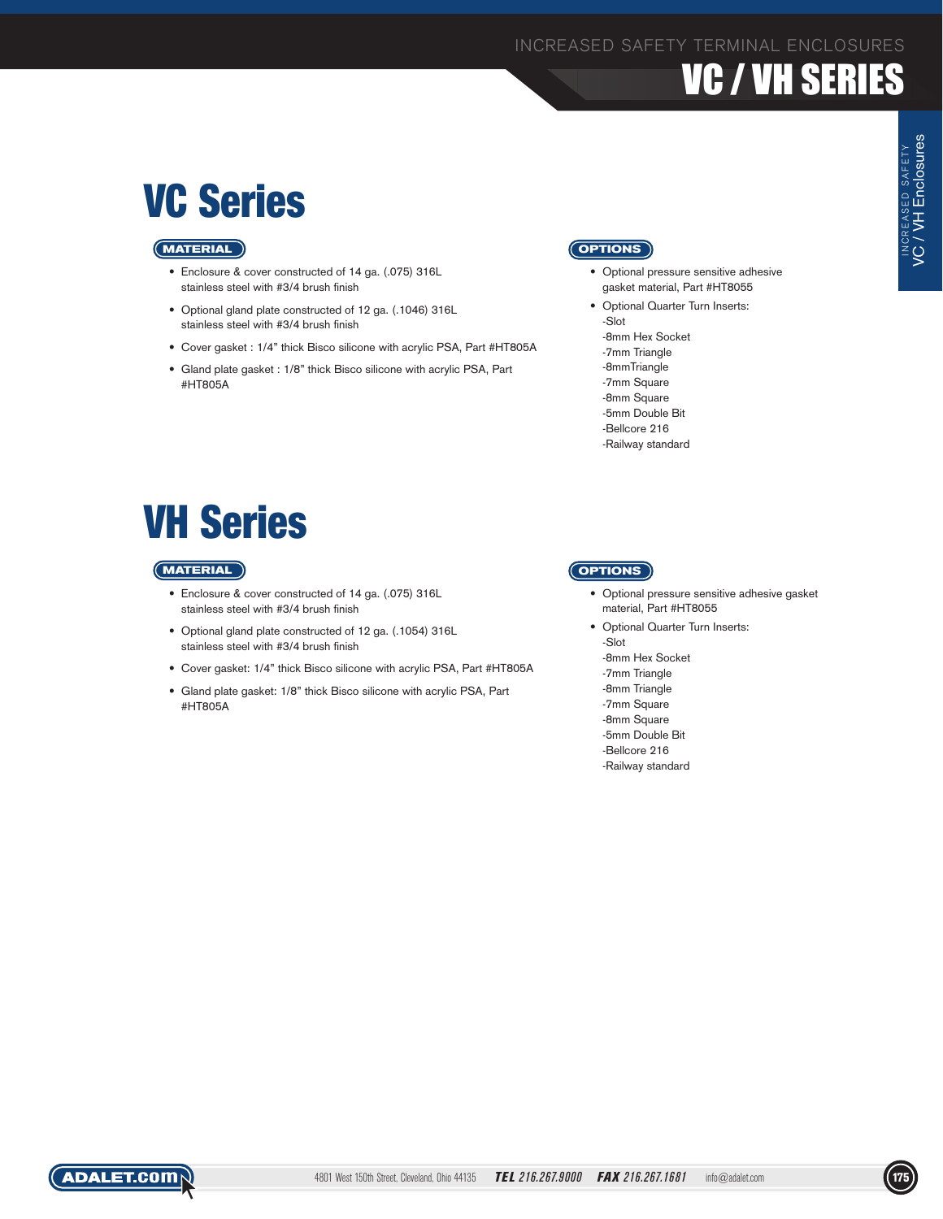# VC Series

## MATERIAL

- Enclosure & cover constructed of 14 ga. (.075) 316L stainless steel with #3/4 brush finish
- Optional gland plate constructed of 12 ga. (.1046) 316L stainless steel with #3/4 brush finish
- Cover gasket : 1/4" thick Bisco silicone with acrylic PSA, Part #HT805A
- Gland plate gasket : 1/8" thick Bisco silicone with acrylic PSA, Part #HT805A

## OPTIONS

- Optional pressure sensitive adhesive gasket material, Part #HT8055
- Optional Quarter Turn Inserts:
  -Slot
  -8mm Hex Socket
  -7mm Triangle
  -8mmTriangle
  -7mm Square
  -8mm Square
  -5mm Double Bit
  -Bellcore 216
  -Railway standard

# VH Series

## MATERIAL

- Enclosure & cover constructed of 14 ga. (.075) 316L stainless steel with #3/4 brush finish
- Optional gland plate constructed of 12 ga. (.1054) 316L stainless steel with #3/4 brush finish
- Cover gasket: 1/4" thick Bisco silicone with acrylic PSA, Part #HT805A
- Gland plate gasket: 1/8" thick Bisco silicone with acrylic PSA, Part #HT805A

## OPTIONS

- Optional pressure sensitive adhesive gasket material, Part #HT8055
- Optional Quarter Turn Inserts:
  -Slot
  -8mm Hex Socket
  -7mm Triangle
  -8mm Triangle
  -7mm Square
  -8mm Square
  -5mm Double Bit
  -Bellcore 216
  -Railway standard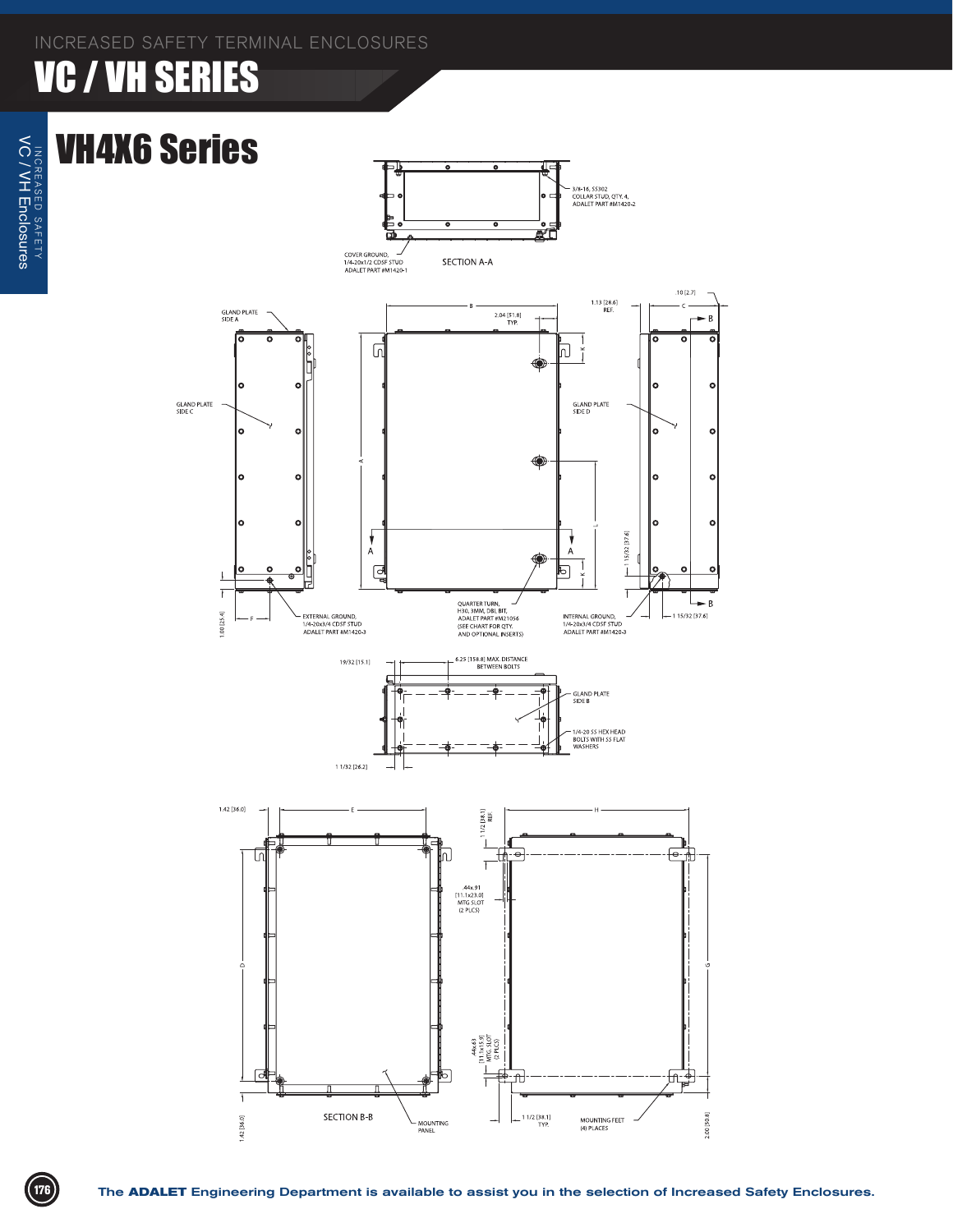# VC / VH SERIES

## VH4X6 Series

3/8-16, SS302 COLLAR STUD, QTY. 4, ADALET PART #M1420-2

COVER GROUND, 1/4-20x1/2 CDSF STUD ADALET PART #M1420-1

SECTION A-A

GLAND PLATE SIDE A

GLAND PLATE SIDE C

GLAND PLATE SIDE D

2.04 [51.8] TYP.

1.13 [28.6] REF.

.10 [2.7]

1 15/32 [37.6]

1.00 [25.4]

EXTERNAL GROUND, 1/4-20x3/4 CDSF STUD ADALET PART #M1420-3

QUARTER TURN, H30, 3MM, DBL BIT, ADALET PART #M21056 (SEE CHART FOR QTY. AND OPTIONAL INSERTS)

INTERNAL GROUND, 1/4-20x3/4 CDSF STUD ADALET PART #M1420-3

19/32 [15.1]

6.25 [158.8] MAX. DISTANCE BETWEEN BOLTS

GLAND PLATE SIDE B

1/4-20 SS HEX HEAD BOLTS WITH SS FLAT WASHERS

1 1/32 [26.2]

1.42 [36.0]

1 1/2 [38.1] REF.

.44x.91 [11.1x23.0] MTG SLOT (2 PLCS)

.44x.63 [11.1x15.9] MTG. SLOT (2 PLCS)

SECTION B-B

MOUNTING PANEL

1 1/2 [38.1] TYP.

MOUNTING FEET (4) PLACES

2.00 [50.8]

The **ADALET** Engineering Department is available to assist you in the selection of Increased Safety Enclosures.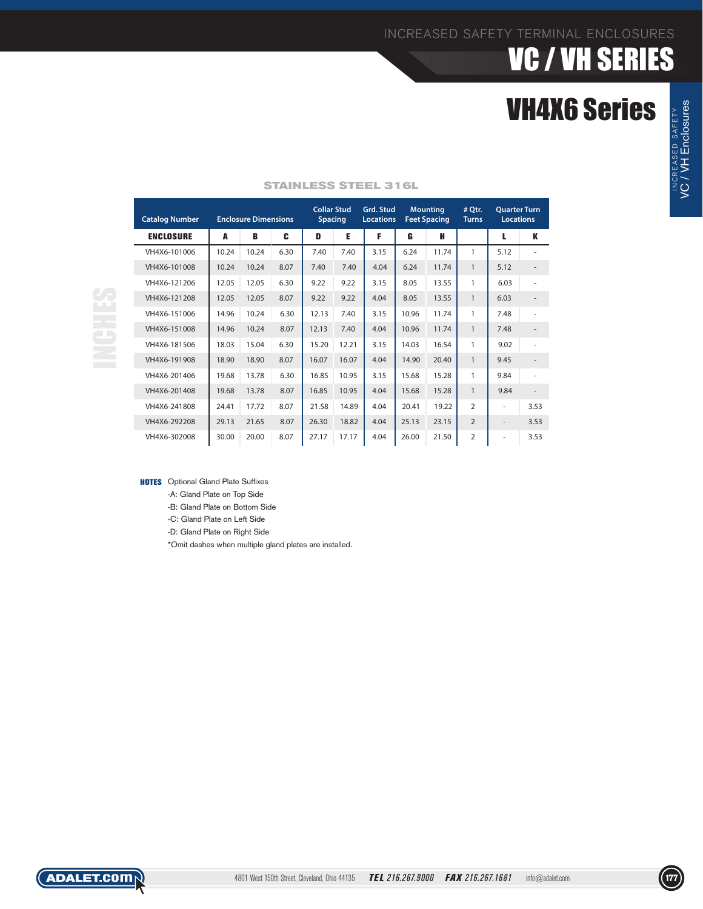# VC / VH SERIES

## VH4X6 Series

### STAINLESS STEEL 316L

INCHES

| Catalog Number | Enclosure Dimensions | | | Collar Stud Spacing | | Grd. Stud Locations | Mounting Feet Spacing | | # Qtr. Turns | Quarter Turn Locations | |
|---|---|---|---|---|---|---|---|---|---|---|---|
| ENCLOSURE | A | B | C | D | E | F | G | H | | L | K |
| VH4X6-101006 | 10.24 | 10.24 | 6.30 | 7.40 | 7.40 | 3.15 | 6.24 | 11.74 | 1 | 5.12 | - |
| VH4X6-101008 | 10.24 | 10.24 | 8.07 | 7.40 | 7.40 | 4.04 | 6.24 | 11.74 | 1 | 5.12 | - |
| VH4X6-121206 | 12.05 | 12.05 | 6.30 | 9.22 | 9.22 | 3.15 | 8.05 | 13.55 | 1 | 6.03 | - |
| VH4X6-121208 | 12.05 | 12.05 | 8.07 | 9.22 | 9.22 | 4.04 | 8.05 | 13.55 | 1 | 6.03 | - |
| VH4X6-151006 | 14.96 | 10.24 | 6.30 | 12.13 | 7.40 | 3.15 | 10.96 | 11.74 | 1 | 7.48 | - |
| VH4X6-151008 | 14.96 | 10.24 | 8.07 | 12.13 | 7.40 | 4.04 | 10.96 | 11.74 | 1 | 7.48 | - |
| VH4X6-181506 | 18.03 | 15.04 | 6.30 | 15.20 | 12.21 | 3.15 | 14.03 | 16.54 | 1 | 9.02 | - |
| VH4X6-191908 | 18.90 | 18.90 | 8.07 | 16.07 | 16.07 | 4.04 | 14.90 | 20.40 | 1 | 9.45 | - |
| VH4X6-201406 | 19.68 | 13.78 | 6.30 | 16.85 | 10.95 | 3.15 | 15.68 | 15.28 | 1 | 9.84 | - |
| VH4X6-201408 | 19.68 | 13.78 | 8.07 | 16.85 | 10.95 | 4.04 | 15.68 | 15.28 | 1 | 9.84 | - |
| VH4X6-241808 | 24.41 | 17.72 | 8.07 | 21.58 | 14.89 | 4.04 | 20.41 | 19.22 | 2 | - | 3.53 |
| VH4X6-292208 | 29.13 | 21.65 | 8.07 | 26.30 | 18.82 | 4.04 | 25.13 | 23.15 | 2 | - | 3.53 |
| VH4X6-302008 | 30.00 | 20.00 | 8.07 | 27.17 | 17.17 | 4.04 | 26.00 | 21.50 | 2 | - | 3.53 |

**NOTES** Optional Gland Plate Suffixes

- -A: Gland Plate on Top Side
- -B: Gland Plate on Bottom Side
- -C: Gland Plate on Left Side
- -D: Gland Plate on Right Side

*Omit dashes when multiple gland plates are installed.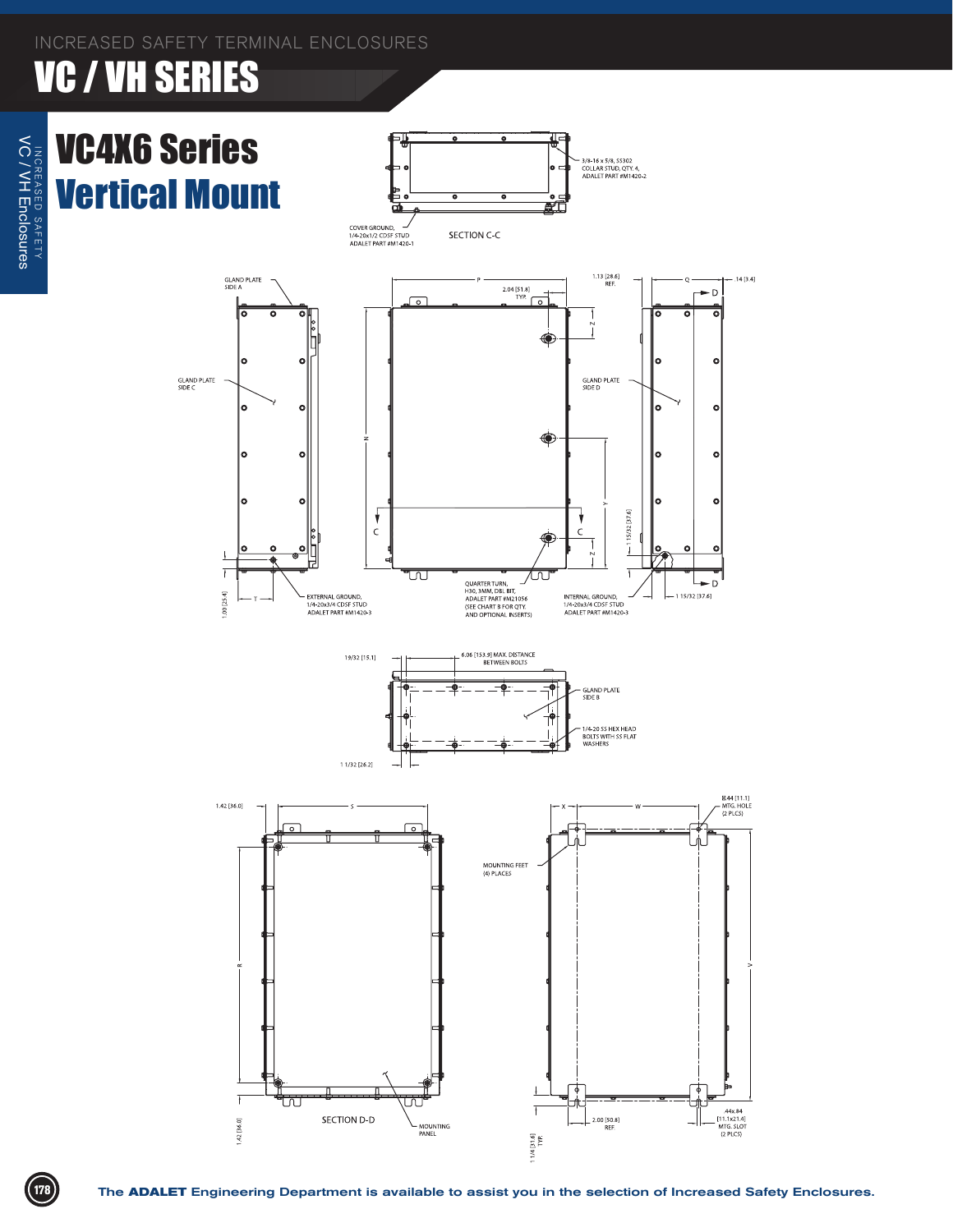# VC4X6 Series

## Vertical Mount

3/8-16 x 5/8, SS302 COLLAR STUD, QTY. 4, ADALET PART #M1420-2

COVER GROUND, 1/4-20x1/2 CDSF STUD ADALET PART #M1420-1

SECTION C-C

GLAND PLATE SIDE A

GLAND PLATE SIDE C

P

2.04 [51.8] TYP.

1.13 [28.6] REF.

Q

.14 [3.4]

GLAND PLATE SIDE D

N

Z

Y

1 15/32 [37.6]

1.00 [25.4]

T

EXTERNAL GROUND, 1/4-20x3/4 CDSF STUD ADALET PART #M1420-3

QUARTER TURN, H30, 3MM, DBL BIT, ADALET PART #M21056 (SEE CHART B FOR QTY. AND OPTIONAL INSERTS)

INTERNAL GROUND, 1/4-20x3/4 CDSF STUD ADALET PART #M1420-3

1 15/32 [37.6]

19/32 [15.1]

6.06 [153.9] MAX. DISTANCE BETWEEN BOLTS

GLAND PLATE SIDE B

1/4-20 SS HEX HEAD BOLTS WITH SS FLAT WASHERS

1 1/32 [26.2]

1.42 [36.0]

S

R

1.42 [36.0]

SECTION D-D

MOUNTING PANEL

X

W

Ø.44 [11.1] MTG. HOLE (2 PLCS)

MOUNTING FEET (4) PLACES

V

2.00 [50.8] REF.

.44x.84 [11.1x21.4] MTG. SLOT (2 PLCS)

1 1/4 [31.8] TYP.

The **ADALET** Engineering Department is available to assist you in the selection of Increased Safety Enclosures.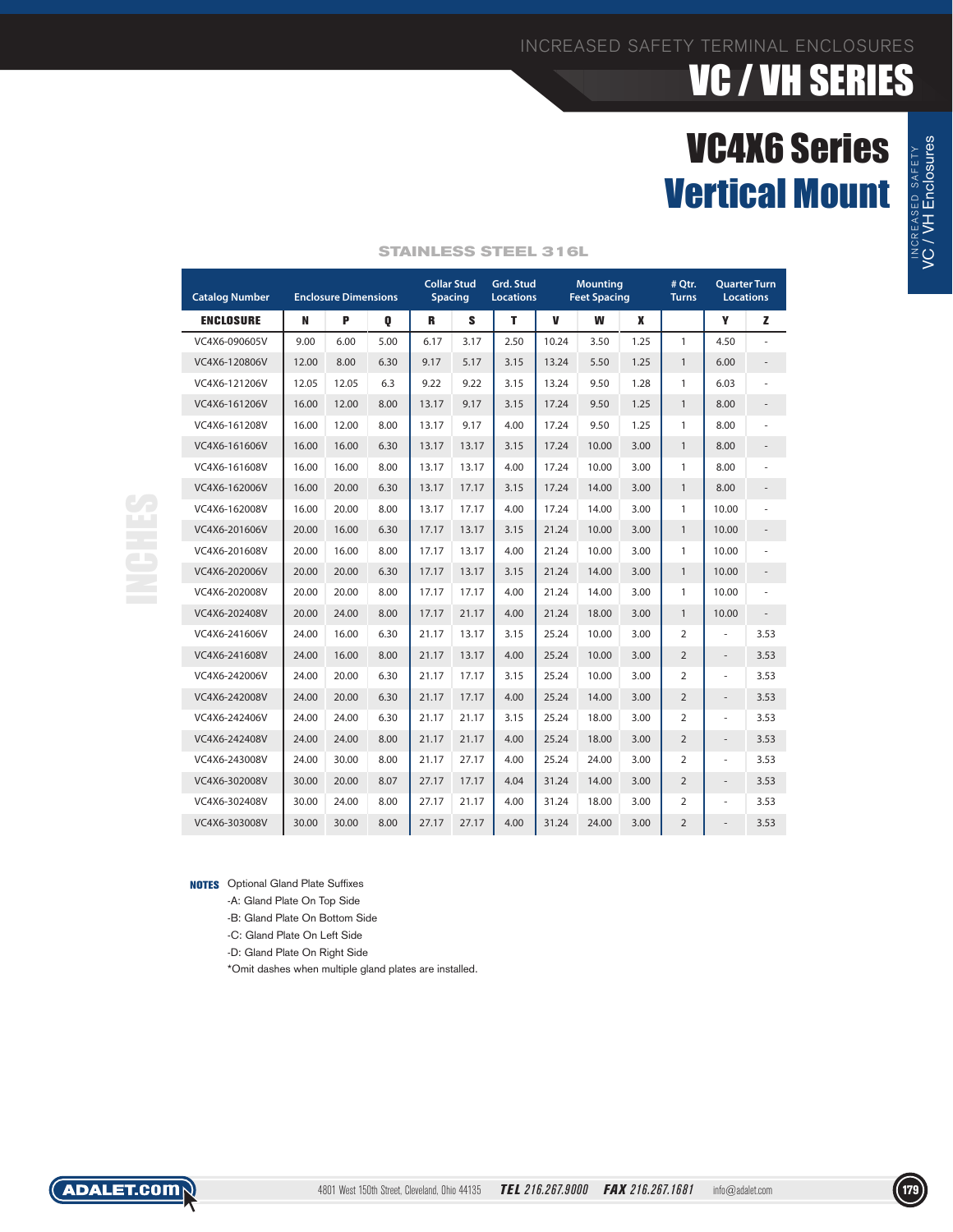# VC4X6 Series
## Vertical Mount

### STAINLESS STEEL 316L

INCHES

| Catalog Number | Enclosure Dimensions | | | Collar Stud Spacing | | Grd. Stud Locations | Mounting Feet Spacing | | | # Qtr. Turns | Quarter Turn Locations | |
|---|---|---|---|---|---|---|---|---|---|---|---|---|
| ENCLOSURE | N | P | Q | R | S | T | V | W | X | | Y | Z |
| VC4X6-090605V | 9.00 | 6.00 | 5.00 | 6.17 | 3.17 | 2.50 | 10.24 | 3.50 | 1.25 | 1 | 4.50 | - |
| VC4X6-120806V | 12.00 | 8.00 | 6.30 | 9.17 | 5.17 | 3.15 | 13.24 | 5.50 | 1.25 | 1 | 6.00 | - |
| VC4X6-121206V | 12.05 | 12.05 | 6.3 | 9.22 | 9.22 | 3.15 | 13.24 | 9.50 | 1.28 | 1 | 6.03 | - |
| VC4X6-161206V | 16.00 | 12.00 | 8.00 | 13.17 | 9.17 | 3.15 | 17.24 | 9.50 | 1.25 | 1 | 8.00 | - |
| VC4X6-161208V | 16.00 | 12.00 | 8.00 | 13.17 | 9.17 | 4.00 | 17.24 | 9.50 | 1.25 | 1 | 8.00 | - |
| VC4X6-161606V | 16.00 | 16.00 | 6.30 | 13.17 | 13.17 | 3.15 | 17.24 | 10.00 | 3.00 | 1 | 8.00 | - |
| VC4X6-161608V | 16.00 | 16.00 | 8.00 | 13.17 | 13.17 | 4.00 | 17.24 | 10.00 | 3.00 | 1 | 8.00 | - |
| VC4X6-162006V | 16.00 | 20.00 | 6.30 | 13.17 | 17.17 | 3.15 | 17.24 | 14.00 | 3.00 | 1 | 8.00 | - |
| VC4X6-162008V | 16.00 | 20.00 | 8.00 | 13.17 | 17.17 | 4.00 | 17.24 | 14.00 | 3.00 | 1 | 10.00 | - |
| VC4X6-201606V | 20.00 | 16.00 | 6.30 | 17.17 | 13.17 | 3.15 | 21.24 | 10.00 | 3.00 | 1 | 10.00 | - |
| VC4X6-201608V | 20.00 | 16.00 | 8.00 | 17.17 | 13.17 | 4.00 | 21.24 | 10.00 | 3.00 | 1 | 10.00 | - |
| VC4X6-202006V | 20.00 | 20.00 | 6.30 | 17.17 | 13.17 | 3.15 | 21.24 | 14.00 | 3.00 | 1 | 10.00 | - |
| VC4X6-202008V | 20.00 | 20.00 | 8.00 | 17.17 | 17.17 | 4.00 | 21.24 | 14.00 | 3.00 | 1 | 10.00 | - |
| VC4X6-202408V | 20.00 | 24.00 | 8.00 | 17.17 | 21.17 | 4.00 | 21.24 | 18.00 | 3.00 | 1 | 10.00 | - |
| VC4X6-241606V | 24.00 | 16.00 | 6.30 | 21.17 | 13.17 | 3.15 | 25.24 | 10.00 | 3.00 | 2 | - | 3.53 |
| VC4X6-241608V | 24.00 | 16.00 | 8.00 | 21.17 | 13.17 | 4.00 | 25.24 | 10.00 | 3.00 | 2 | - | 3.53 |
| VC4X6-242006V | 24.00 | 20.00 | 6.30 | 21.17 | 17.17 | 3.15 | 25.24 | 10.00 | 3.00 | 2 | - | 3.53 |
| VC4X6-242008V | 24.00 | 20.00 | 6.30 | 21.17 | 17.17 | 4.00 | 25.24 | 14.00 | 3.00 | 2 | - | 3.53 |
| VC4X6-242406V | 24.00 | 24.00 | 6.30 | 21.17 | 21.17 | 3.15 | 25.24 | 18.00 | 3.00 | 2 | - | 3.53 |
| VC4X6-242408V | 24.00 | 24.00 | 8.00 | 21.17 | 21.17 | 4.00 | 25.24 | 18.00 | 3.00 | 2 | - | 3.53 |
| VC4X6-243008V | 24.00 | 30.00 | 8.00 | 21.17 | 27.17 | 4.00 | 25.24 | 24.00 | 3.00 | 2 | - | 3.53 |
| VC4X6-302008V | 30.00 | 20.00 | 8.07 | 27.17 | 17.17 | 4.04 | 31.24 | 14.00 | 3.00 | 2 | - | 3.53 |
| VC4X6-302408V | 30.00 | 24.00 | 8.00 | 27.17 | 21.17 | 4.00 | 31.24 | 18.00 | 3.00 | 2 | - | 3.53 |
| VC4X6-303008V | 30.00 | 30.00 | 8.00 | 27.17 | 27.17 | 4.00 | 31.24 | 24.00 | 3.00 | 2 | - | 3.53 |

**NOTES** Optional Gland Plate Suffixes
- -A: Gland Plate On Top Side
- -B: Gland Plate On Bottom Side
- -C: Gland Plate On Left Side
- -D: Gland Plate On Right Side

*Omit dashes when multiple gland plates are installed.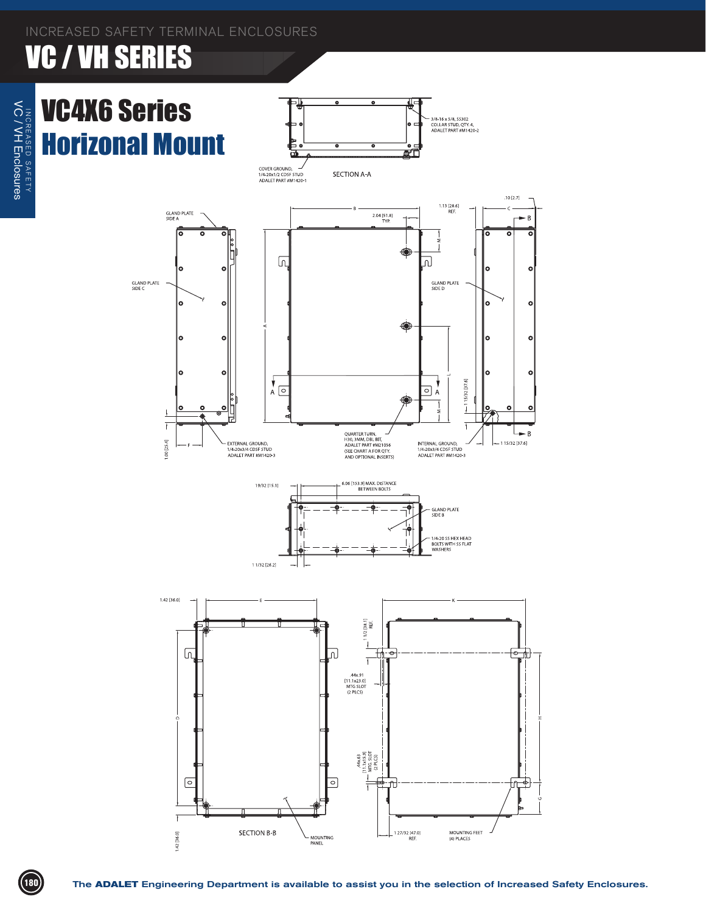# VC4X6 Series

## Horizonal Mount

3/8-16 x 5/8, SS302 COLLAR STUD, QTY. 4, ADALET PART #M1420-2

COVER GROUND, 1/4-20x1/2 CDSF STUD ADALET PART #M1420-1

SECTION A-A

GLAND PLATE SIDE A

GLAND PLATE SIDE C

GLAND PLATE SIDE D

2.04 [51.8] TYP.

1.13 [28.6] REF.

.10 [2.7]

1.00 [25.4]

1 15/32 [37.6]

EXTERNAL GROUND, 1/4-20x3/4 CDSF STUD ADALET PART #M1420-3

QUARTER TURN, H30, 3MM, DBL BIT, ADALET PART #M21056 (SEE CHART A FOR QTY. AND OPTIONAL INSERTS)

INTERNAL GROUND, 1/4-20x3/4 CDSF STUD ADALET PART #M1420-3

19/32 [15.1]

6.06 [153.9] MAX. DISTANCE BETWEEN BOLTS

GLAND PLATE SIDE B

1/4-20 SS HEX HEAD BOLTS WITH SS FLAT WASHERS

1 1/32 [26.2]

1.42 [36.0]

1 1/2 [38.1] REF.

.44x.91 [11.1x23.0] MTG SLOT (2 PLCS)

.44x.63 [11.1x15.9] MTG. SLOT (2 PLCS)

SECTION B-B

MOUNTING PANEL

1 27/32 [47.0] REF.

MOUNTING FEET (4) PLACES

The **ADALET** Engineering Department is available to assist you in the selection of Increased Safety Enclosures.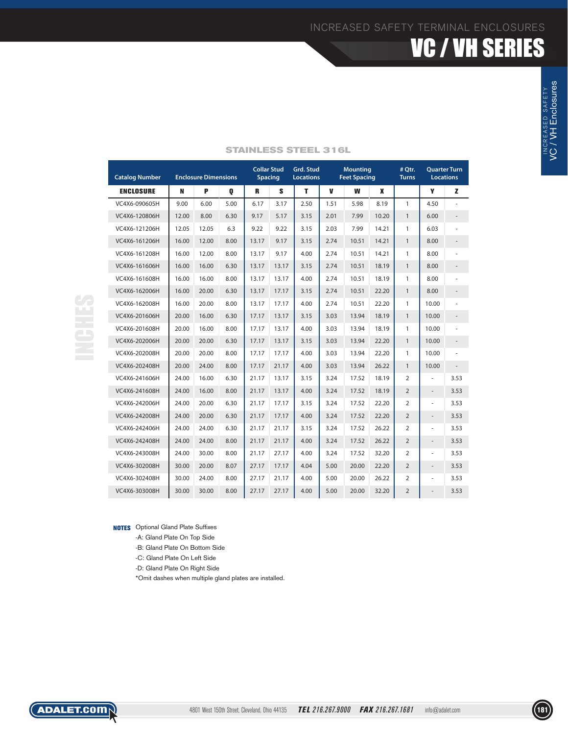# INCREASED SAFETY TERMINAL ENCLOSURES

# VC / VH SERIES

INCREASED SAFETY VC / VH Enclosures

INCHES

## STAINLESS STEEL 316L

| Catalog Number | Enclosure Dimensions | | | Collar Stud Spacing | | Grd. Stud Locations | Mounting Feet Spacing | | | # Qtr. Turns | Quarter Turn Locations | |
|---|---|---|---|---|---|---|---|---|---|---|---|---|
| ENCLOSURE | N | P | Q | R | S | T | V | W | X | | Y | Z |
| VC4X6-090605H | 9.00 | 6.00 | 5.00 | 6.17 | 3.17 | 2.50 | 1.51 | 5.98 | 8.19 | 1 | 4.50 | - |
| VC4X6-120806H | 12.00 | 8.00 | 6.30 | 9.17 | 5.17 | 3.15 | 2.01 | 7.99 | 10.20 | 1 | 6.00 | - |
| VC4X6-121206H | 12.05 | 12.05 | 6.3 | 9.22 | 9.22 | 3.15 | 2.03 | 7.99 | 14.21 | 1 | 6.03 | - |
| VC4X6-161206H | 16.00 | 12.00 | 8.00 | 13.17 | 9.17 | 3.15 | 2.74 | 10.51 | 14.21 | 1 | 8.00 | - |
| VC4X6-161208H | 16.00 | 12.00 | 8.00 | 13.17 | 9.17 | 4.00 | 2.74 | 10.51 | 14.21 | 1 | 8.00 | - |
| VC4X6-161606H | 16.00 | 16.00 | 6.30 | 13.17 | 13.17 | 3.15 | 2.74 | 10.51 | 18.19 | 1 | 8.00 | - |
| VC4X6-161608H | 16.00 | 16.00 | 8.00 | 13.17 | 13.17 | 4.00 | 2.74 | 10.51 | 18.19 | 1 | 8.00 | - |
| VC4X6-162006H | 16.00 | 20.00 | 6.30 | 13.17 | 17.17 | 3.15 | 2.74 | 10.51 | 22.20 | 1 | 8.00 | - |
| VC4X6-162008H | 16.00 | 20.00 | 8.00 | 13.17 | 17.17 | 4.00 | 2.74 | 10.51 | 22.20 | 1 | 10.00 | - |
| VC4X6-201606H | 20.00 | 16.00 | 6.30 | 17.17 | 13.17 | 3.15 | 3.03 | 13.94 | 18.19 | 1 | 10.00 | - |
| VC4X6-201608H | 20.00 | 16.00 | 8.00 | 17.17 | 13.17 | 4.00 | 3.03 | 13.94 | 18.19 | 1 | 10.00 | - |
| VC4X6-202006H | 20.00 | 20.00 | 6.30 | 17.17 | 13.17 | 3.15 | 3.03 | 13.94 | 22.20 | 1 | 10.00 | - |
| VC4X6-202008H | 20.00 | 20.00 | 8.00 | 17.17 | 17.17 | 4.00 | 3.03 | 13.94 | 22.20 | 1 | 10.00 | - |
| VC4X6-202408H | 20.00 | 24.00 | 8.00 | 17.17 | 21.17 | 4.00 | 3.03 | 13.94 | 26.22 | 1 | 10.00 | - |
| VC4X6-241606H | 24.00 | 16.00 | 6.30 | 21.17 | 13.17 | 3.15 | 3.24 | 17.52 | 18.19 | 2 | - | 3.53 |
| VC4X6-241608H | 24.00 | 16.00 | 8.00 | 21.17 | 13.17 | 4.00 | 3.24 | 17.52 | 18.19 | 2 | - | 3.53 |
| VC4X6-242006H | 24.00 | 20.00 | 6.30 | 21.17 | 17.17 | 3.15 | 3.24 | 17.52 | 22.20 | 2 | - | 3.53 |
| VC4X6-242008H | 24.00 | 20.00 | 6.30 | 21.17 | 17.17 | 4.00 | 3.24 | 17.52 | 22.20 | 2 | - | 3.53 |
| VC4X6-242406H | 24.00 | 24.00 | 6.30 | 21.17 | 21.17 | 3.15 | 3.24 | 17.52 | 26.22 | 2 | - | 3.53 |
| VC4X6-242408H | 24.00 | 24.00 | 8.00 | 21.17 | 21.17 | 4.00 | 3.24 | 17.52 | 26.22 | 2 | - | 3.53 |
| VC4X6-243008H | 24.00 | 30.00 | 8.00 | 21.17 | 27.17 | 4.00 | 3.24 | 17.52 | 32.20 | 2 | - | 3.53 |
| VC4X6-302008H | 30.00 | 20.00 | 8.07 | 27.17 | 17.17 | 4.04 | 5.00 | 20.00 | 22.20 | 2 | - | 3.53 |
| VC4X6-302408H | 30.00 | 24.00 | 8.00 | 27.17 | 21.17 | 4.00 | 5.00 | 20.00 | 26.22 | 2 | - | 3.53 |
| VC4X6-303008H | 30.00 | 30.00 | 8.00 | 27.17 | 27.17 | 4.00 | 5.00 | 20.00 | 32.20 | 2 | - | 3.53 |

**NOTES** Optional Gland Plate Suffixes
- -A: Gland Plate On Top Side
- -B: Gland Plate On Bottom Side
- -C: Gland Plate On Left Side
- -D: Gland Plate On Right Side

*Omit dashes when multiple gland plates are installed.

ADALET.COM 4801 West 150th Street, Cleveland, Ohio 44135 **TEL** 216.267.9000 **FAX** 216.267.1681 info@adalet.com